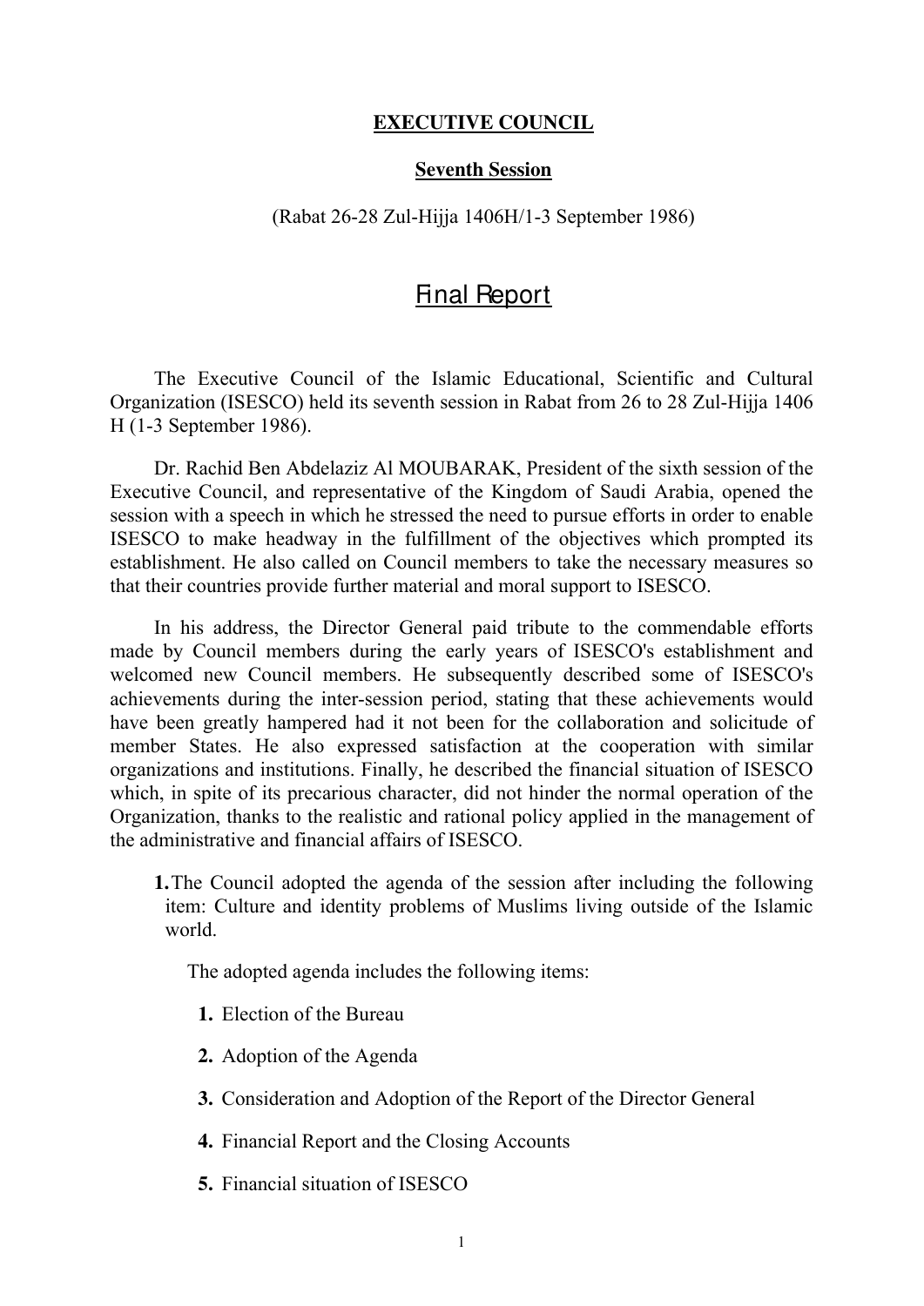**EXECUTIVE COUNCIL**

**Seventh Session**

(Rabat 26-28 Zul-Hijja 1406H/1-3 September 1986)

# Final Report

The Executive Council of the Islamic Educational, Scientific and Cultural Organization (ISESCO) held its seventh session in Rabat from 26 to 28 Zul-Hijja 1406 H (1-3 September 1986).

Dr. Rachid Ben Abdelaziz Al MOUBARAK, President of the sixth session of the Executive Council, and representative of the Kingdom of Saudi Arabia, opened the session with a speech in which he stressed the need to pursue efforts in order to enable ISESCO to make headway in the fulfillment of the objectives which prompted its establishment. He also called on Council members to take the necessary measures so that their countries provide further material and moral support to ISESCO.

In his address, the Director General paid tribute to the commendable efforts made by Council members during the early years of ISESCO's establishment and welcomed new Council members. He subsequently described some of ISESCO's achievements during the inter-session period, stating that these achievements would have been greatly hampered had it not been for the collaboration and solicitude of member States. He also expressed satisfaction at the cooperation with similar organizations and institutions. Finally, he described the financial situation of ISESCO which, in spite of its precarious character, did not hinder the normal operation of the Organization, thanks to the realistic and rational policy applied in the management of the administrative and financial affairs of ISESCO.

**1.** The Council adopted the agenda of the session after including the following item: Culture and identity problems of Muslims living outside of the Islamic world.

The adopted agenda includes the following items:

1. Election of the Bureau
2. Adoption of the Agenda
3. Consideration and Adoption of the Report of the Director General
4. Financial Report and the Closing Accounts
5. Financial situation of ISESCO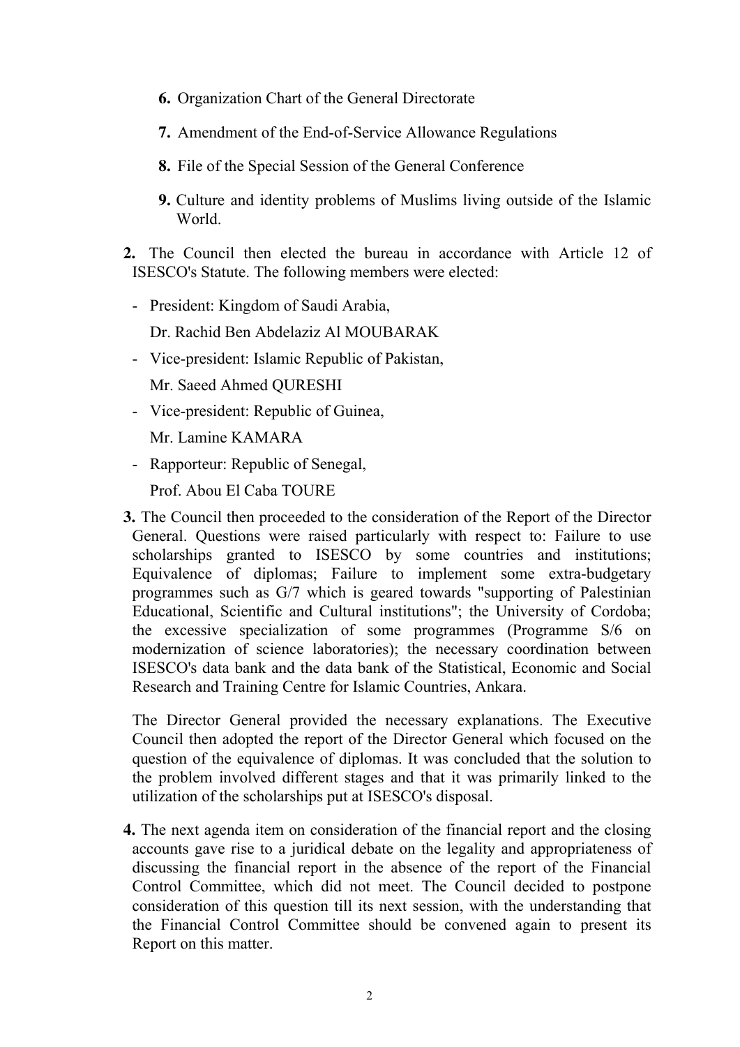6. Organization Chart of the General Directorate

   7. Amendment of the End-of-Service Allowance Regulations

   8. File of the Special Session of the General Conference

   9. Culture and identity problems of Muslims living outside of the Islamic World.

**2.** The Council then elected the bureau in accordance with Article 12 of ISESCO's Statute. The following members were elected:

- President: Kingdom of Saudi Arabia,

  Dr. Rachid Ben Abdelaziz Al MOUBARAK

- Vice-president: Islamic Republic of Pakistan,

  Mr. Saeed Ahmed QURESHI

- Vice-president: Republic of Guinea,

  Mr. Lamine KAMARA

- Rapporteur: Republic of Senegal,

  Prof. Abou El Caba TOURE

**3.** The Council then proceeded to the consideration of the Report of the Director General. Questions were raised particularly with respect to: Failure to use scholarships granted to ISESCO by some countries and institutions; Equivalence of diplomas; Failure to implement some extra-budgetary programmes such as G/7 which is geared towards "supporting of Palestinian Educational, Scientific and Cultural institutions"; the University of Cordoba; the excessive specialization of some programmes (Programme S/6 on modernization of science laboratories); the necessary coordination between ISESCO's data bank and the data bank of the Statistical, Economic and Social Research and Training Centre for Islamic Countries, Ankara.

The Director General provided the necessary explanations. The Executive Council then adopted the report of the Director General which focused on the question of the equivalence of diplomas. It was concluded that the solution to the problem involved different stages and that it was primarily linked to the utilization of the scholarships put at ISESCO's disposal.

**4.** The next agenda item on consideration of the financial report and the closing accounts gave rise to a juridical debate on the legality and appropriateness of discussing the financial report in the absence of the report of the Financial Control Committee, which did not meet. The Council decided to postpone consideration of this question till its next session, with the understanding that the Financial Control Committee should be convened again to present its Report on this matter.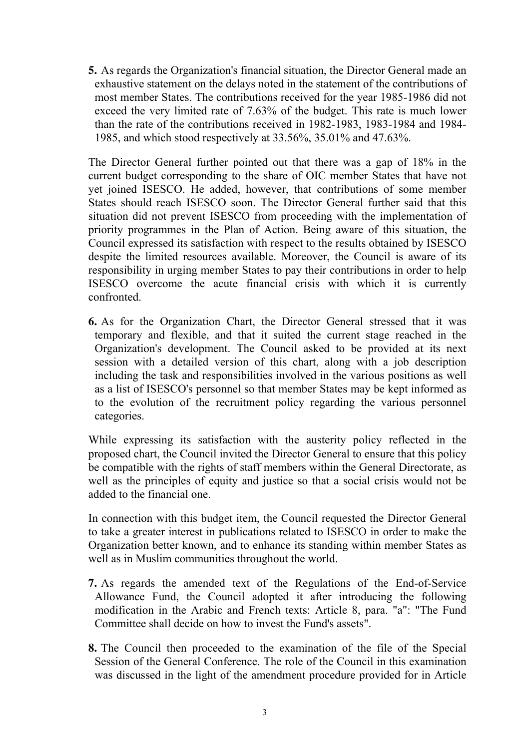**5.** As regards the Organization's financial situation, the Director General made an exhaustive statement on the delays noted in the statement of the contributions of most member States. The contributions received for the year 1985-1986 did not exceed the very limited rate of 7.63% of the budget. This rate is much lower than the rate of the contributions received in 1982-1983, 1983-1984 and 1984-1985, and which stood respectively at 33.56%, 35.01% and 47.63%.

The Director General further pointed out that there was a gap of 18% in the current budget corresponding to the share of OIC member States that have not yet joined ISESCO. He added, however, that contributions of some member States should reach ISESCO soon. The Director General further said that this situation did not prevent ISESCO from proceeding with the implementation of priority programmes in the Plan of Action. Being aware of this situation, the Council expressed its satisfaction with respect to the results obtained by ISESCO despite the limited resources available. Moreover, the Council is aware of its responsibility in urging member States to pay their contributions in order to help ISESCO overcome the acute financial crisis with which it is currently confronted.

**6.** As for the Organization Chart, the Director General stressed that it was temporary and flexible, and that it suited the current stage reached in the Organization's development. The Council asked to be provided at its next session with a detailed version of this chart, along with a job description including the task and responsibilities involved in the various positions as well as a list of ISESCO's personnel so that member States may be kept informed as to the evolution of the recruitment policy regarding the various personnel categories.

While expressing its satisfaction with the austerity policy reflected in the proposed chart, the Council invited the Director General to ensure that this policy be compatible with the rights of staff members within the General Directorate, as well as the principles of equity and justice so that a social crisis would not be added to the financial one.

In connection with this budget item, the Council requested the Director General to take a greater interest in publications related to ISESCO in order to make the Organization better known, and to enhance its standing within member States as well as in Muslim communities throughout the world.

**7.** As regards the amended text of the Regulations of the End-of-Service Allowance Fund, the Council adopted it after introducing the following modification in the Arabic and French texts: Article 8, para. "a": "The Fund Committee shall decide on how to invest the Fund's assets".

**8.** The Council then proceeded to the examination of the file of the Special Session of the General Conference. The role of the Council in this examination was discussed in the light of the amendment procedure provided for in Article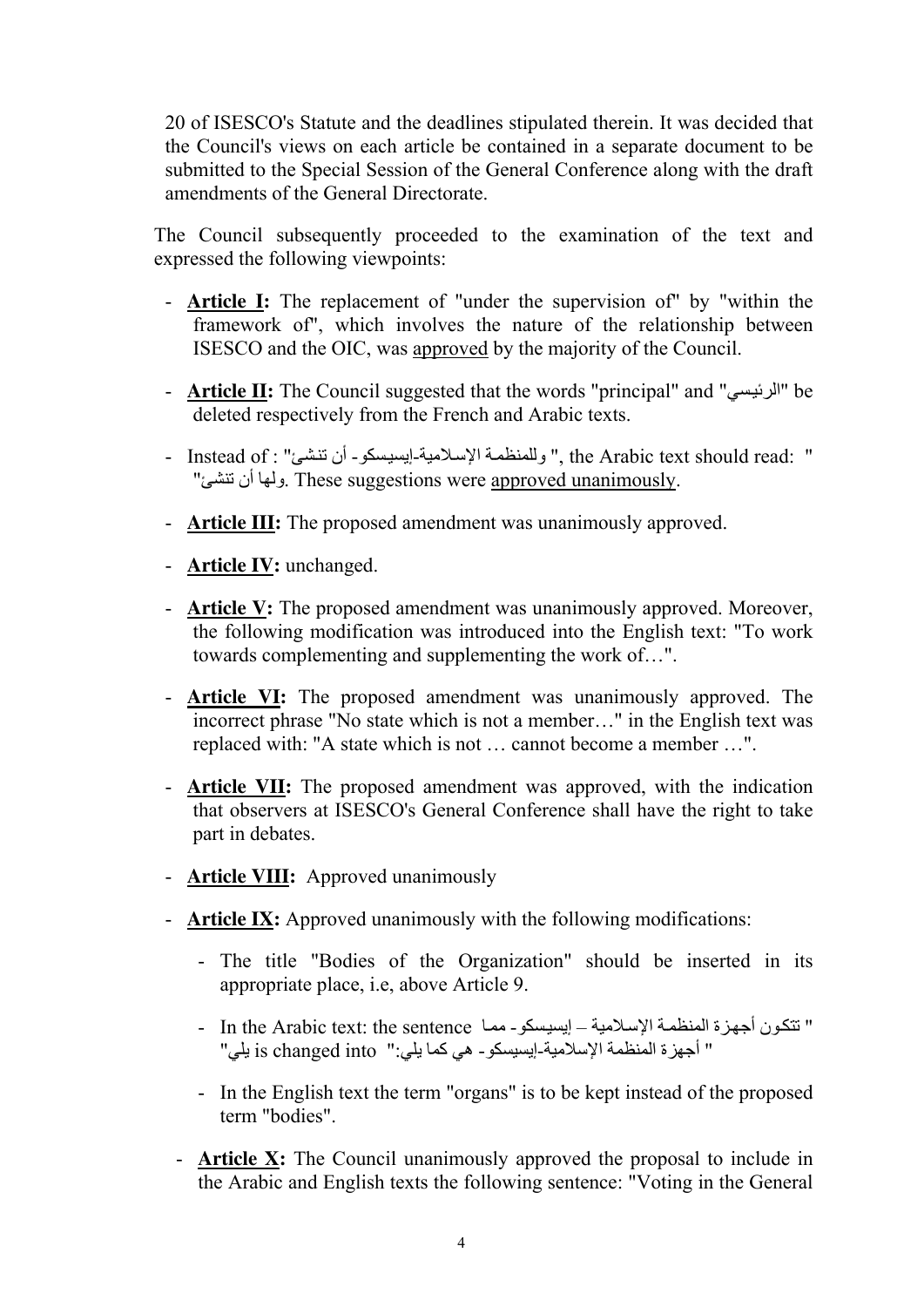20 of ISESCO's Statute and the deadlines stipulated therein. It was decided that the Council's views on each article be contained in a separate document to be submitted to the Special Session of the General Conference along with the draft amendments of the General Directorate.

The Council subsequently proceeded to the examination of the text and expressed the following viewpoints:

- **Article I:** The replacement of "under the supervision of" by "within the framework of", which involves the nature of the relationship between ISESCO and the OIC, was approved by the majority of the Council.

- **Article II:** The Council suggested that the words "principal" and "الرئيسي" be deleted respectively from the French and Arabic texts.

- Instead of : "وللمنظمة الإسلامية-إيسيسكو- أن تنشئ ", the Arabic text should read: " ولها أن تنشئ". These suggestions were approved unanimously.

- **Article III:** The proposed amendment was unanimously approved.

- **Article IV:** unchanged.

- **Article V:** The proposed amendment was unanimously approved. Moreover, the following modification was introduced into the English text: "To work towards complementing and supplementing the work of…".

- **Article VI:** The proposed amendment was unanimously approved. The incorrect phrase "No state which is not a member…" in the English text was replaced with: "A state which is not … cannot become a member …".

- **Article VII:** The proposed amendment was approved, with the indication that observers at ISESCO's General Conference shall have the right to take part in debates.

- **Article VIII:** Approved unanimously

- **Article IX:** Approved unanimously with the following modifications:

  - The title "Bodies of the Organization" should be inserted in its appropriate place, i.e, above Article 9.

  - In the Arabic text: the sentence " تتكون أجهزة المنظمة الإسلامية – إيسيسكو- مما يلي" is changed into " أجهزة المنظمة الإسلامية-إيسيسكو- هي كما يلي:"

  - In the English text the term "organs" is to be kept instead of the proposed term "bodies".

- **Article X:** The Council unanimously approved the proposal to include in the Arabic and English texts the following sentence: "Voting in the General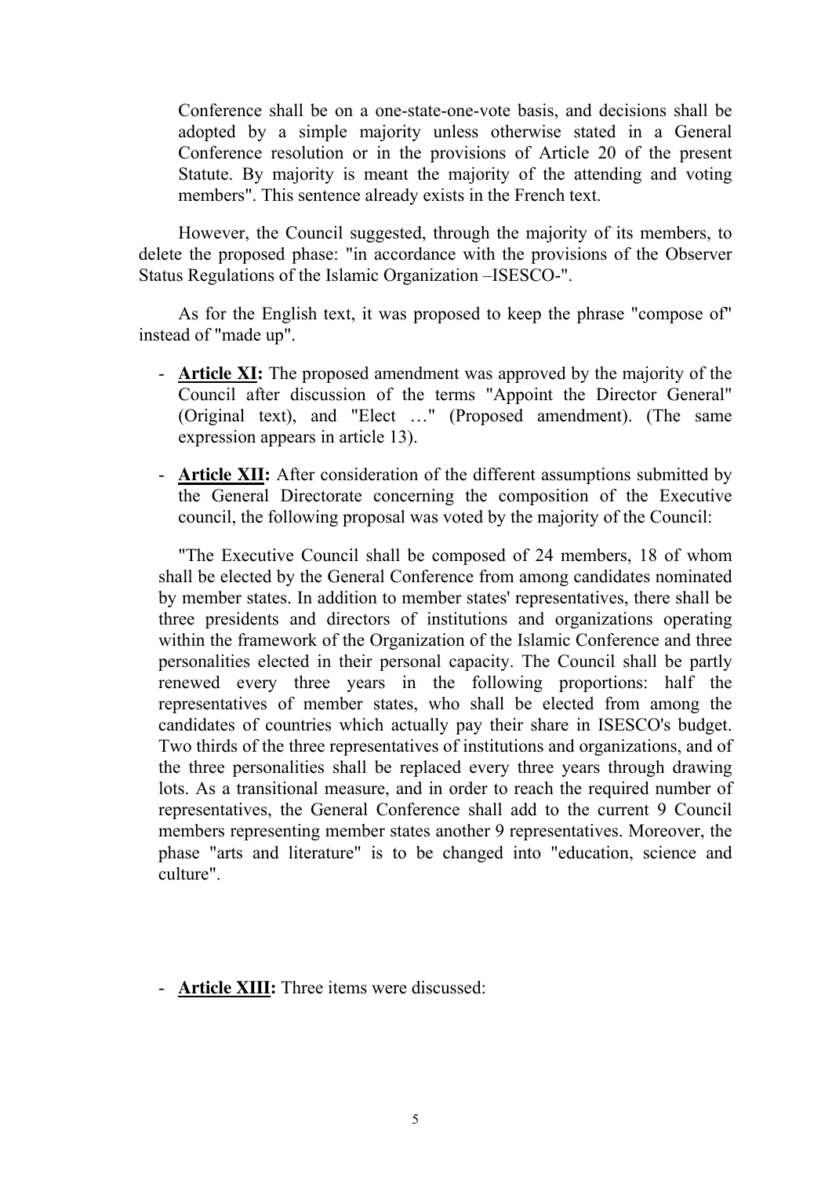Conference shall be on a one-state-one-vote basis, and decisions shall be adopted by a simple majority unless otherwise stated in a General Conference resolution or in the provisions of Article 20 of the present Statute. By majority is meant the majority of the attending and voting members". This sentence already exists in the French text.

However, the Council suggested, through the majority of its members, to delete the proposed phase: "in accordance with the provisions of the Observer Status Regulations of the Islamic Organization –ISESCO-".

As for the English text, it was proposed to keep the phrase "compose of" instead of "made up".

- **Article XI:** The proposed amendment was approved by the majority of the Council after discussion of the terms "Appoint the Director General" (Original text), and "Elect …" (Proposed amendment). (The same expression appears in article 13).

- **Article XII:** After consideration of the different assumptions submitted by the General Directorate concerning the composition of the Executive council, the following proposal was voted by the majority of the Council:

  "The Executive Council shall be composed of 24 members, 18 of whom shall be elected by the General Conference from among candidates nominated by member states. In addition to member states' representatives, there shall be three presidents and directors of institutions and organizations operating within the framework of the Organization of the Islamic Conference and three personalities elected in their personal capacity. The Council shall be partly renewed every three years in the following proportions: half the representatives of member states, who shall be elected from among the candidates of countries which actually pay their share in ISESCO's budget. Two thirds of the three representatives of institutions and organizations, and of the three personalities shall be replaced every three years through drawing lots. As a transitional measure, and in order to reach the required number of representatives, the General Conference shall add to the current 9 Council members representing member states another 9 representatives. Moreover, the phase "arts and literature" is to be changed into "education, science and culture".

- **Article XIII:** Three items were discussed: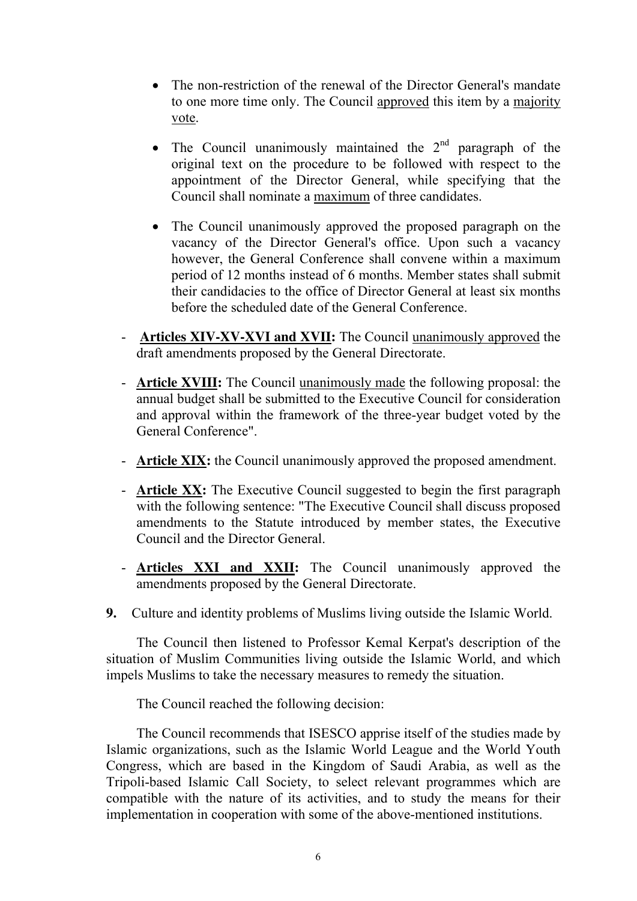- The non-restriction of the renewal of the Director General's mandate to one more time only. The Council <u>approved</u> this item by a <u>majority vote</u>.

- The Council unanimously maintained the 2nd paragraph of the original text on the procedure to be followed with respect to the appointment of the Director General, while specifying that the Council shall nominate a <u>maximum</u> of three candidates.

- The Council unanimously approved the proposed paragraph on the vacancy of the Director General's office. Upon such a vacancy however, the General Conference shall convene within a maximum period of 12 months instead of 6 months. Member states shall submit their candidacies to the office of Director General at least six months before the scheduled date of the General Conference.

- **<u>Articles XIV-XV-XVI and XVII</u>:** The Council <u>unanimously approved</u> the draft amendments proposed by the General Directorate.

- **<u>Article XVIII</u>:** The Council <u>unanimously made</u> the following proposal: the annual budget shall be submitted to the Executive Council for consideration and approval within the framework of the three-year budget voted by the General Conference".

- **<u>Article XIX</u>:** the Council unanimously approved the proposed amendment.

- **<u>Article XX</u>:** The Executive Council suggested to begin the first paragraph with the following sentence: "The Executive Council shall discuss proposed amendments to the Statute introduced by member states, the Executive Council and the Director General.

- **<u>Articles XXI and XXII</u>:** The Council unanimously approved the amendments proposed by the General Directorate.

**9.** Culture and identity problems of Muslims living outside the Islamic World.

The Council then listened to Professor Kemal Kerpat's description of the situation of Muslim Communities living outside the Islamic World, and which impels Muslims to take the necessary measures to remedy the situation.

The Council reached the following decision:

The Council recommends that ISESCO apprise itself of the studies made by Islamic organizations, such as the Islamic World League and the World Youth Congress, which are based in the Kingdom of Saudi Arabia, as well as the Tripoli-based Islamic Call Society, to select relevant programmes which are compatible with the nature of its activities, and to study the means for their implementation in cooperation with some of the above-mentioned institutions.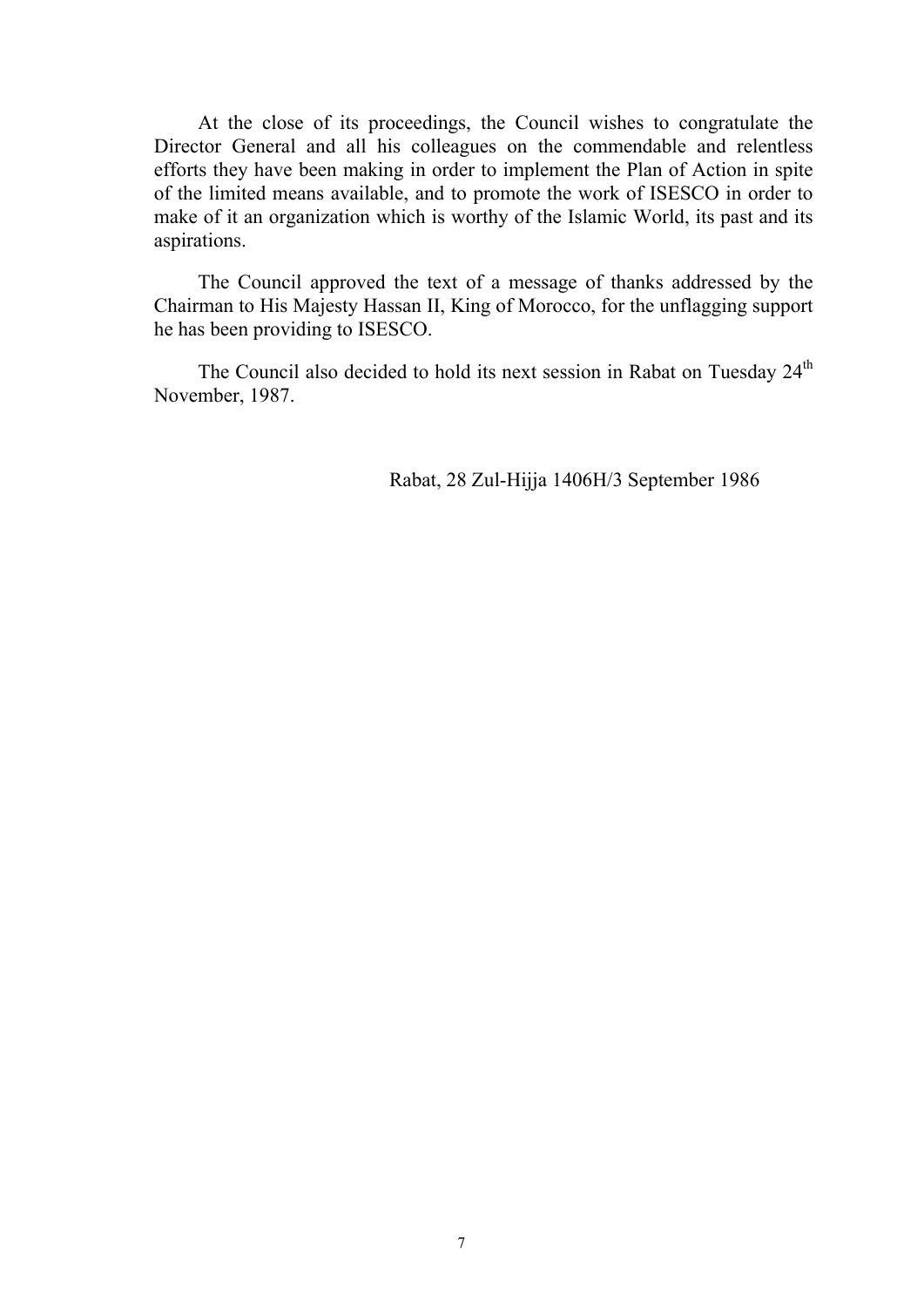At the close of its proceedings, the Council wishes to congratulate the Director General and all his colleagues on the commendable and relentless efforts they have been making in order to implement the Plan of Action in spite of the limited means available, and to promote the work of ISESCO in order to make of it an organization which is worthy of the Islamic World, its past and its aspirations.

The Council approved the text of a message of thanks addressed by the Chairman to His Majesty Hassan II, King of Morocco, for the unflagging support he has been providing to ISESCO.

The Council also decided to hold its next session in Rabat on Tuesday 24th November, 1987.

Rabat, 28 Zul-Hijja 1406H/3 September 1986